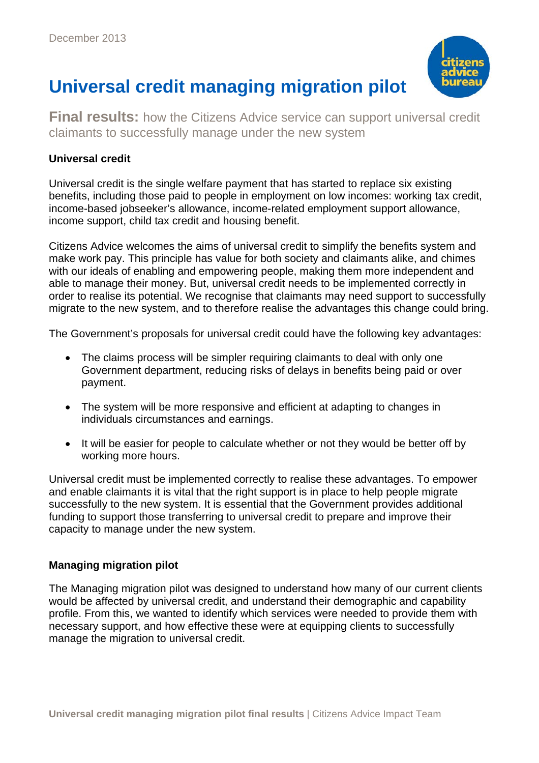December 2013

# Universal credit managing migration pilot

**Final results:** how the Citizens Advice service can support universal credit claimants to successfully manage under the new system

### Universal credit

Universal credit is the single welfare payment that has started to replace six existing benefits, including those paid to people in employment on low incomes: working tax credit, income-based jobseeker's allowance, income-related employment support allowance, income support, child tax credit and housing benefit.

Citizens Advice welcomes the aims of universal credit to simplify the benefits system and make work pay. This principle has value for both society and claimants alike, and chimes with our ideals of enabling and empowering people, making them more independent and able to manage their money. But, universal credit needs to be implemented correctly in order to realise its potential. We recognise that claimants may need support to successfully migrate to the new system, and to therefore realise the advantages this change could bring.

The Government's proposals for universal credit could have the following key advantages:

- The claims process will be simpler requiring claimants to deal with only one Government department, reducing risks of delays in benefits being paid or over payment.
- The system will be more responsive and efficient at adapting to changes in individuals circumstances and earnings.
- It will be easier for people to calculate whether or not they would be better off by working more hours.

Universal credit must be implemented correctly to realise these advantages. To empower and enable claimants it is vital that the right support is in place to help people migrate successfully to the new system. It is essential that the Government provides additional funding to support those transferring to universal credit to prepare and improve their capacity to manage under the new system.

### Managing migration pilot

The Managing migration pilot was designed to understand how many of our current clients would be affected by universal credit, and understand their demographic and capability profile. From this, we wanted to identify which services were needed to provide them with necessary support, and how effective these were at equipping clients to successfully manage the migration to universal credit.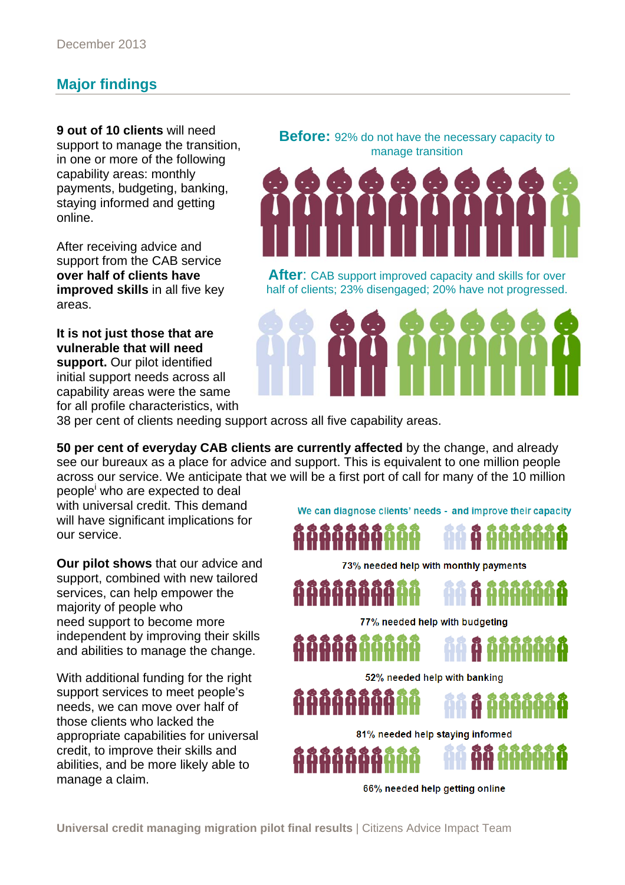December 2013

## Major findings

**9 out of 10 clients** will need support to manage the transition, in one or more of the following capability areas: monthly payments, budgeting, banking, staying informed and getting online.

After receiving advice and support from the CAB service **over half of clients have improved skills** in all five key areas.

**It is not just those that are vulnerable that will need support.** Our pilot identified initial support needs across all capability areas were the same for all profile characteristics, with 38 per cent of clients needing support across all five capability areas.

**Before:** 92% do not have the necessary capacity to manage transition

**After**: CAB support improved capacity and skills for over half of clients; 23% disengaged; 20% have not progressed.

**50 per cent of everyday CAB clients are currently affected** by the change, and already see our bureaux as a place for advice and support. This is equivalent to one million people across our service. We anticipate that we will be a first port of call for many of the 10 million people[i] who are expected to deal with universal credit. This demand will have significant implications for our service.

**Our pilot shows** that our advice and support, combined with new tailored services, can help empower the majority of people who need support to become more independent by improving their skills and abilities to manage the change.

With additional funding for the right support services to meet people's needs, we can move over half of those clients who lacked the appropriate capabilities for universal credit, to improve their skills and abilities, and be more likely able to manage a claim.

We can diagnose clients' needs - and improve their capacity

73% needed help with monthly payments

77% needed help with budgeting

52% needed help with banking

81% needed help staying informed

66% needed help getting online

**Universal credit managing migration pilot final results** | Citizens Advice Impact Team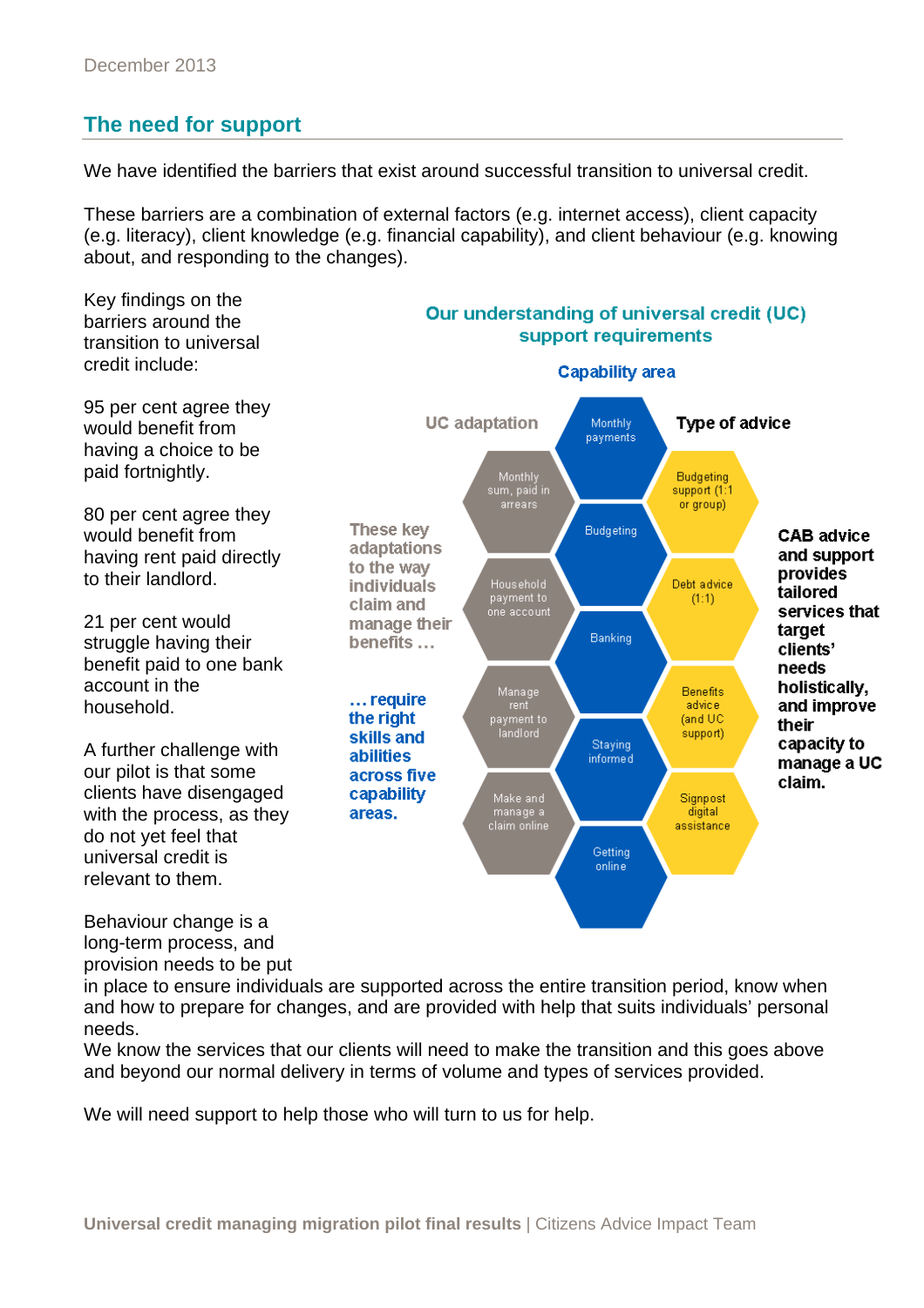December 2013

## The need for support

We have identified the barriers that exist around successful transition to universal credit.

These barriers are a combination of external factors (e.g. internet access), client capacity (e.g. literacy), client knowledge (e.g. financial capability), and client behaviour (e.g. knowing about, and responding to the changes).

Key findings on the barriers around the transition to universal credit include:

95 per cent agree they would benefit from having a choice to be paid fortnightly.

80 per cent agree they would benefit from having rent paid directly to their landlord.

21 per cent would struggle having their benefit paid to one bank account in the household.

A further challenge with our pilot is that some clients have disengaged with the process, as they do not yet feel that universal credit is relevant to them.

**Our understanding of universal credit (UC) support requirements**

| UC adaptation | Capability area | Type of advice |
|---|---|---|
| Monthly sum, paid in arrears | Monthly payments | Budgeting support (1:1 or group) |
| Household payment to one account | Budgeting | Debt advice (1:1) |
| Manage rent payment to landlord | Banking | Benefits advice (and UC support) |
| Make and manage a claim online | Staying informed | Signpost digital assistance |
| | Getting online | |

These key adaptations to the way individuals claim and manage their benefits … … require the right skills and abilities across five capability areas.

**CAB advice and support provides tailored services that target clients' needs holistically, and improve their capacity to manage a UC claim.**

Behaviour change is a long-term process, and provision needs to be put in place to ensure individuals are supported across the entire transition period, know when and how to prepare for changes, and are provided with help that suits individuals' personal needs.

We know the services that our clients will need to make the transition and this goes above and beyond our normal delivery in terms of volume and types of services provided.

We will need support to help those who will turn to us for help.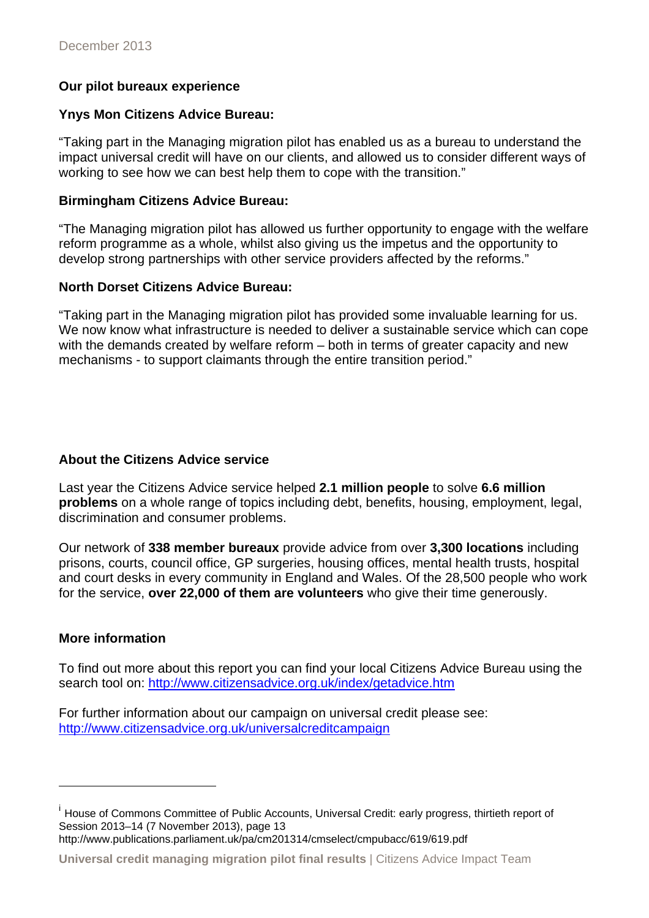### Our pilot bureaux experience

**Ynys Mon Citizens Advice Bureau:**

"Taking part in the Managing migration pilot has enabled us as a bureau to understand the impact universal credit will have on our clients, and allowed us to consider different ways of working to see how we can best help them to cope with the transition."

**Birmingham Citizens Advice Bureau:**

"The Managing migration pilot has allowed us further opportunity to engage with the welfare reform programme as a whole, whilst also giving us the impetus and the opportunity to develop strong partnerships with other service providers affected by the reforms."

**North Dorset Citizens Advice Bureau:**

"Taking part in the Managing migration pilot has provided some invaluable learning for us. We now know what infrastructure is needed to deliver a sustainable service which can cope with the demands created by welfare reform – both in terms of greater capacity and new mechanisms - to support claimants through the entire transition period."

### About the Citizens Advice service

Last year the Citizens Advice service helped **2.1 million people** to solve **6.6 million problems** on a whole range of topics including debt, benefits, housing, employment, legal, discrimination and consumer problems.

Our network of **338 member bureaux** provide advice from over **3,300 locations** including prisons, courts, council office, GP surgeries, housing offices, mental health trusts, hospital and court desks in every community in England and Wales. Of the 28,500 people who work for the service, **over 22,000 of them are volunteers** who give their time generously.

### More information

To find out more about this report you can find your local Citizens Advice Bureau using the search tool on: http://www.citizensadvice.org.uk/index/getadvice.htm

For further information about our campaign on universal credit please see: http://www.citizensadvice.org.uk/universalcreditcampaign

---

[i] House of Commons Committee of Public Accounts, Universal Credit: early progress, thirtieth report of Session 2013–14 (7 November 2013), page 13
http://www.publications.parliament.uk/pa/cm201314/cmselect/cmpubacc/619/619.pdf